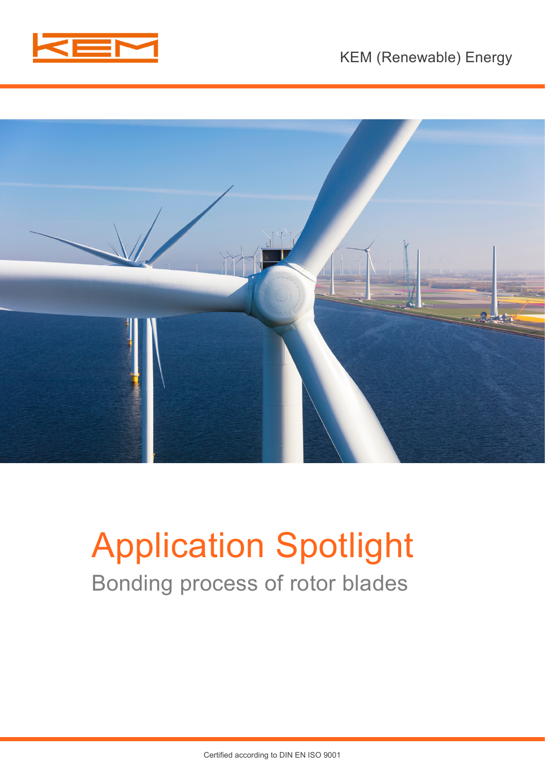KEM (Renewable) Energy

# Application Spotlight

## Bonding process of rotor blades

Certified according to DIN EN ISO 9001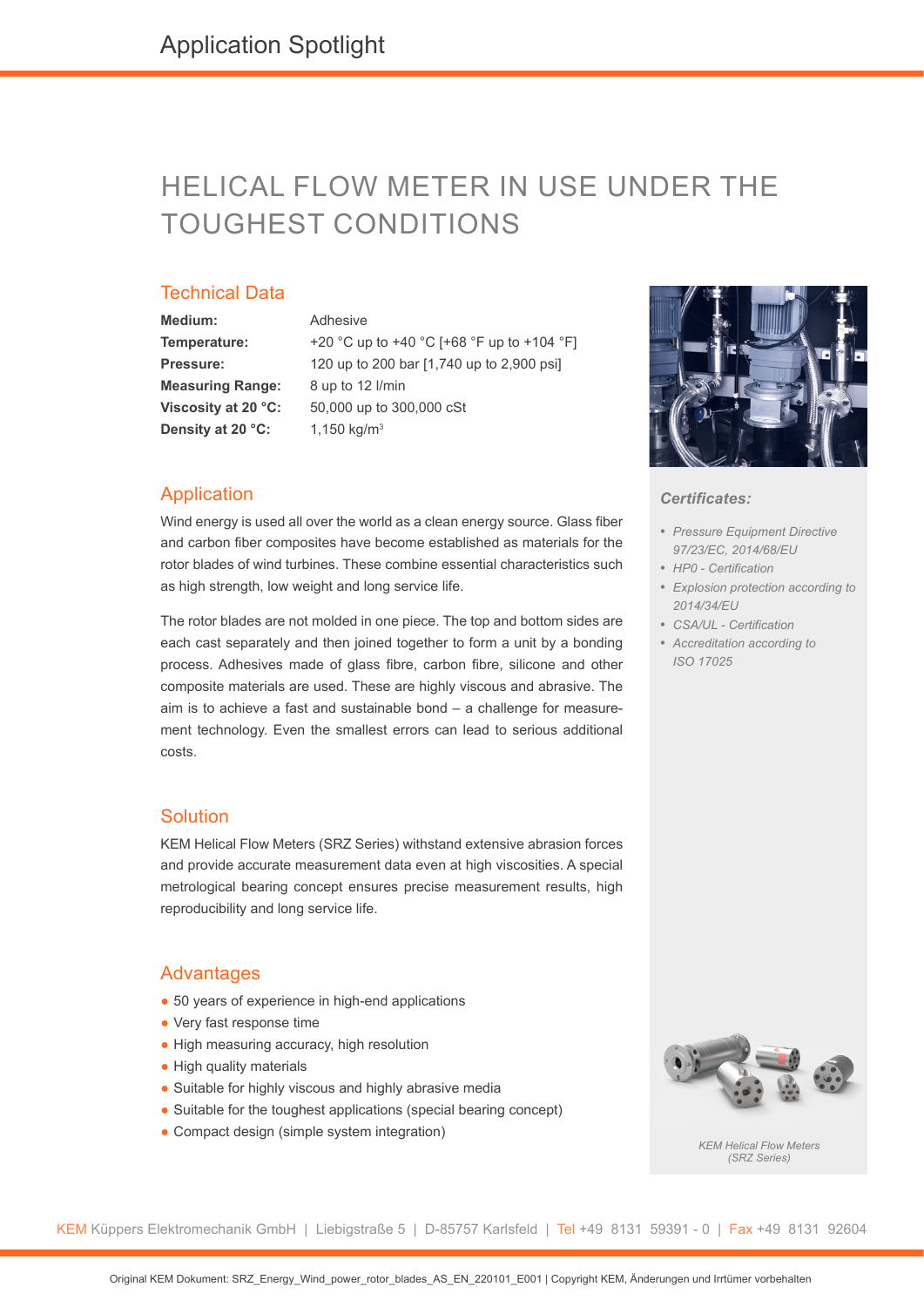# HELICAL FLOW METER IN USE UNDER THE TOUGHEST CONDITIONS

## Technical Data

| | |
|---|---|
| **Medium:** | Adhesive |
| **Temperature:** | +20 °C up to +40 °C [+68 °F up to +104 °F] |
| **Pressure:** | 120 up to 200 bar [1,740 up to 2,900 psi] |
| **Measuring Range:** | 8 up to 12 l/min |
| **Viscosity at 20 °C:** | 50,000 up to 300,000 cSt |
| **Density at 20 °C:** | 1,150 kg/m$^3$ |

## Application

Wind energy is used all over the world as a clean energy source. Glass fiber and carbon fiber composites have become established as materials for the rotor blades of wind turbines. These combine essential characteristics such as high strength, low weight and long service life.

The rotor blades are not molded in one piece. The top and bottom sides are each cast separately and then joined together to form a unit by a bonding process. Adhesives made of glass fibre, carbon fibre, silicone and other composite materials are used. These are highly viscous and abrasive. The aim is to achieve a fast and sustainable bond – a challenge for measurement technology. Even the smallest errors can lead to serious additional costs.

## Solution

KEM Helical Flow Meters (SRZ Series) withstand extensive abrasion forces and provide accurate measurement data even at high viscosities. A special metrological bearing concept ensures precise measurement results, high reproducibility and long service life.

## Advantages

- 50 years of experience in high-end applications
- Very fast response time
- High measuring accuracy, high resolution
- High quality materials
- Suitable for highly viscous and highly abrasive media
- Suitable for the toughest applications (special bearing concept)
- Compact design (simple system integration)

### *Certificates:*

- *Pressure Equipment Directive 97/23/EC, 2014/68/EU*
- *HP0 - Certification*
- *Explosion protection according to 2014/34/EU*
- *CSA/UL - Certification*
- *Accreditation according to ISO 17025*

*KEM Helical Flow Meters (SRZ Series)*

KEM Küppers Elektromechanik GmbH | Liebigstraße 5 | D-85757 Karlsfeld | Tel +49 8131 59391 - 0 | Fax +49 8131 92604

Original KEM Dokument: SRZ_Energy_Wind_power_rotor_blades_AS_EN_220101_E001 | Copyright KEM, Änderungen und Irrtümer vorbehalten